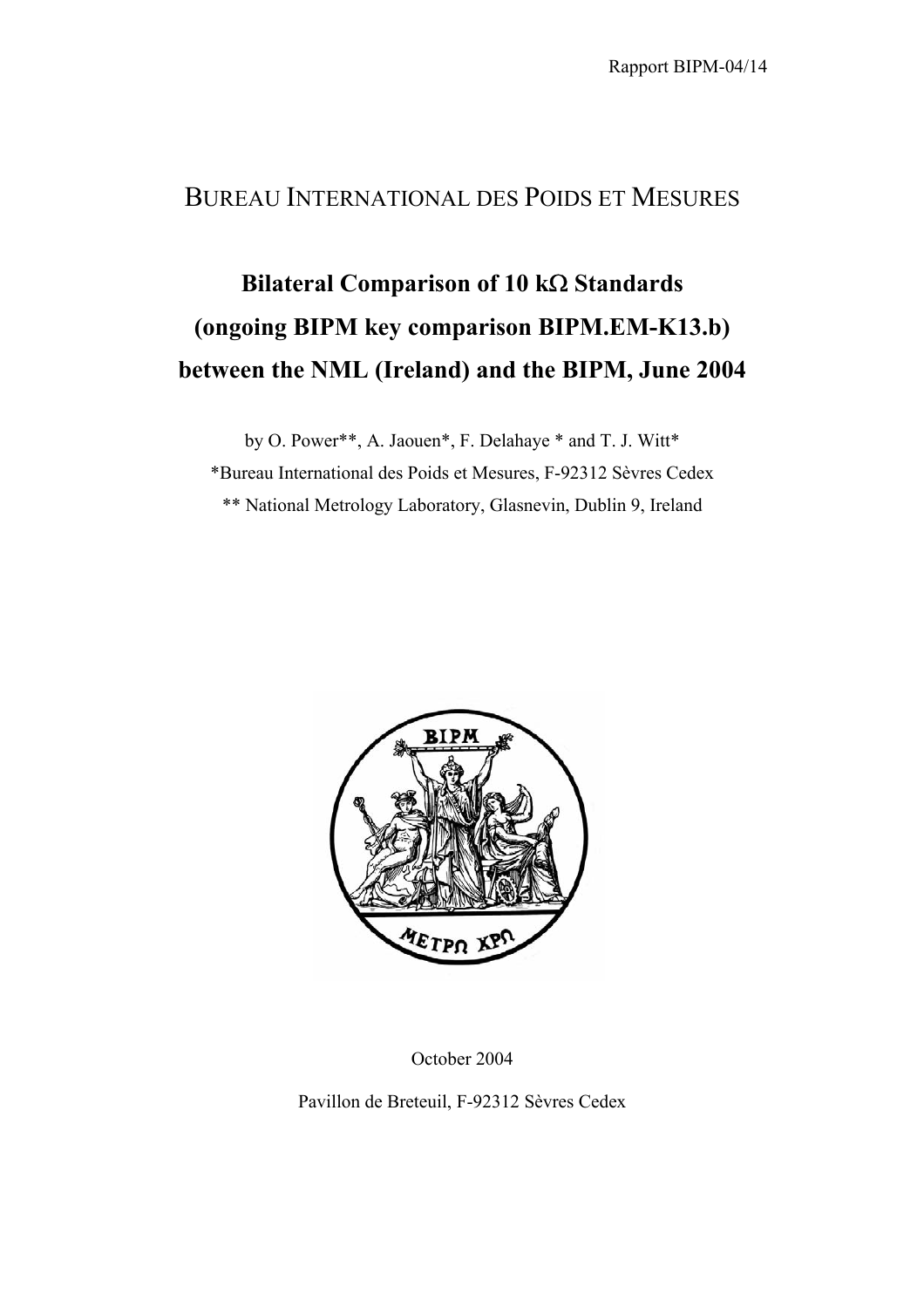Rapport BIPM-04/14

# BUREAU INTERNATIONAL DES POIDS ET MESURES

# Bilateral Comparison of 10 kΩ Standards (ongoing BIPM key comparison BIPM.EM-K13.b) between the NML (Ireland) and the BIPM, June 2004

by O. Power**, A. Jaouen*, F. Delahaye * and T. J. Witt*

*Bureau International des Poids et Mesures, F-92312 Sèvres Cedex

** National Metrology Laboratory, Glasnevin, Dublin 9, Ireland

October 2004

Pavillon de Breteuil, F-92312 Sèvres Cedex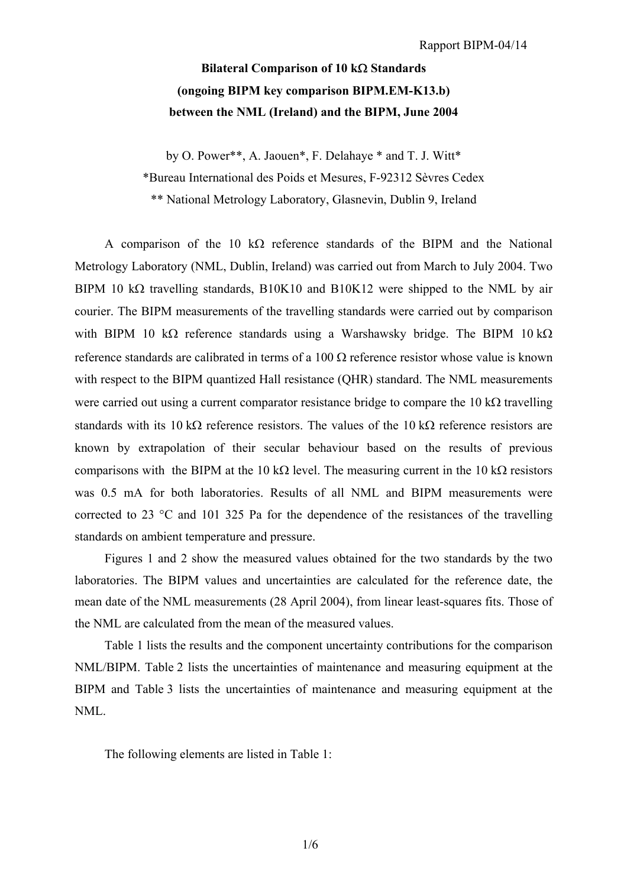Rapport BIPM-04/14

**Bilateral Comparison of 10 kΩ Standards**
**(ongoing BIPM key comparison BIPM.EM-K13.b)**
**between the NML (Ireland) and the BIPM, June 2004**

by O. Power**, A. Jaouen*, F. Delahaye * and T. J. Witt*

*Bureau International des Poids et Mesures, F-92312 Sèvres Cedex

** National Metrology Laboratory, Glasnevin, Dublin 9, Ireland

A comparison of the 10 kΩ reference standards of the BIPM and the National Metrology Laboratory (NML, Dublin, Ireland) was carried out from March to July 2004. Two BIPM 10 kΩ travelling standards, B10K10 and B10K12 were shipped to the NML by air courier. The BIPM measurements of the travelling standards were carried out by comparison with BIPM 10 kΩ reference standards using a Warshawsky bridge. The BIPM 10 kΩ reference standards are calibrated in terms of a 100 Ω reference resistor whose value is known with respect to the BIPM quantized Hall resistance (QHR) standard. The NML measurements were carried out using a current comparator resistance bridge to compare the 10 kΩ travelling standards with its 10 kΩ reference resistors. The values of the 10 kΩ reference resistors are known by extrapolation of their secular behaviour based on the results of previous comparisons with the BIPM at the 10 kΩ level. The measuring current in the 10 kΩ resistors was 0.5 mA for both laboratories. Results of all NML and BIPM measurements were corrected to 23 °C and 101 325 Pa for the dependence of the resistances of the travelling standards on ambient temperature and pressure.

Figures 1 and 2 show the measured values obtained for the two standards by the two laboratories. The BIPM values and uncertainties are calculated for the reference date, the mean date of the NML measurements (28 April 2004), from linear least-squares fits. Those of the NML are calculated from the mean of the measured values.

Table 1 lists the results and the component uncertainty contributions for the comparison NML/BIPM. Table 2 lists the uncertainties of maintenance and measuring equipment at the BIPM and Table 3 lists the uncertainties of maintenance and measuring equipment at the NML.

The following elements are listed in Table 1: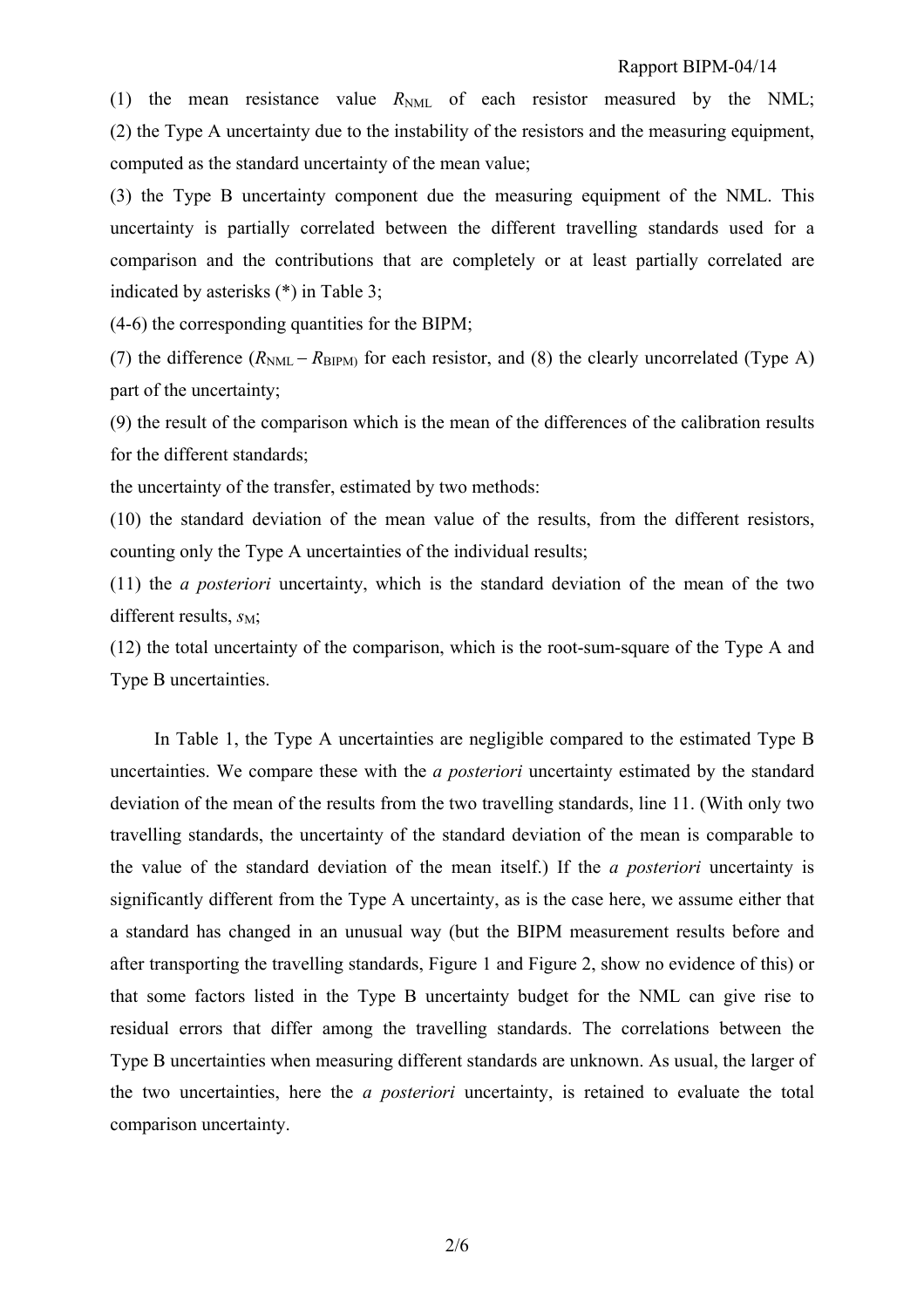(1) the mean resistance value $R_{NML}$ of each resistor measured by the NML;
(2) the Type A uncertainty due to the instability of the resistors and the measuring equipment, computed as the standard uncertainty of the mean value;

(3) the Type B uncertainty component due the measuring equipment of the NML. This uncertainty is partially correlated between the different travelling standards used for a comparison and the contributions that are completely or at least partially correlated are indicated by asterisks (*) in Table 3;

(4-6) the corresponding quantities for the BIPM;

(7) the difference ($R_{NML} – R_{BIPM}$) for each resistor, and (8) the clearly uncorrelated (Type A) part of the uncertainty;

(9) the result of the comparison which is the mean of the differences of the calibration results for the different standards;

the uncertainty of the transfer, estimated by two methods:

(10) the standard deviation of the mean value of the results, from the different resistors, counting only the Type A uncertainties of the individual results;

(11) the *a posteriori* uncertainty, which is the standard deviation of the mean of the two different results, $s_M$;

(12) the total uncertainty of the comparison, which is the root-sum-square of the Type A and Type B uncertainties.

In Table 1, the Type A uncertainties are negligible compared to the estimated Type B uncertainties. We compare these with the *a posteriori* uncertainty estimated by the standard deviation of the mean of the results from the two travelling standards, line 11. (With only two travelling standards, the uncertainty of the standard deviation of the mean is comparable to the value of the standard deviation of the mean itself.) If the *a posteriori* uncertainty is significantly different from the Type A uncertainty, as is the case here, we assume either that a standard has changed in an unusual way (but the BIPM measurement results before and after transporting the travelling standards, Figure 1 and Figure 2, show no evidence of this) or that some factors listed in the Type B uncertainty budget for the NML can give rise to residual errors that differ among the travelling standards. The correlations between the Type B uncertainties when measuring different standards are unknown. As usual, the larger of the two uncertainties, here the *a posteriori* uncertainty, is retained to evaluate the total comparison uncertainty.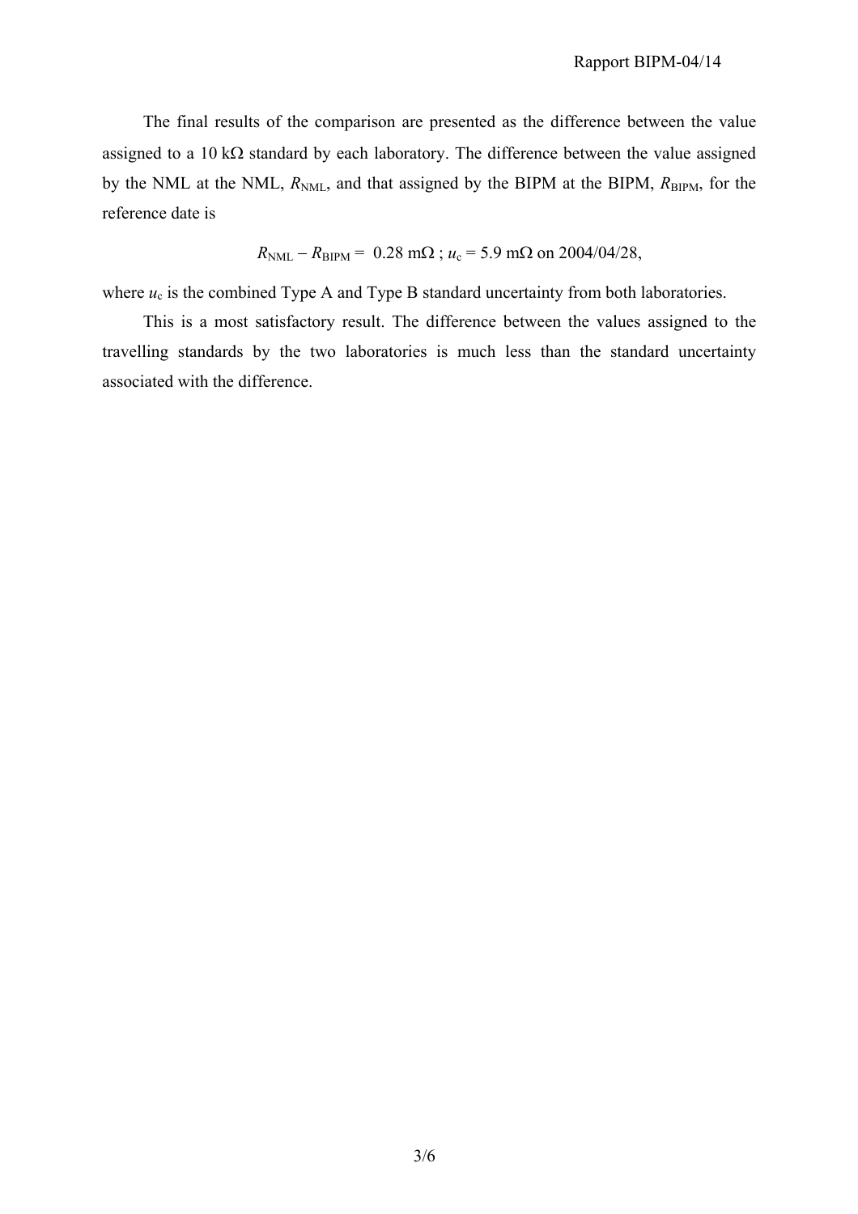The final results of the comparison are presented as the difference between the value assigned to a 10 kΩ standard by each laboratory. The difference between the value assigned by the NML at the NML, $R_{NML}$, and that assigned by the BIPM at the BIPM, $R_{BIPM}$, for the reference date is

$$R_{NML} - R_{BIPM} = 0.28 \text{ m}\Omega \text{ ; } u_c = 5.9 \text{ m}\Omega \text{ on 2004/04/28,}$$

where $u_c$ is the combined Type A and Type B standard uncertainty from both laboratories.

This is a most satisfactory result. The difference between the values assigned to the travelling standards by the two laboratories is much less than the standard uncertainty associated with the difference.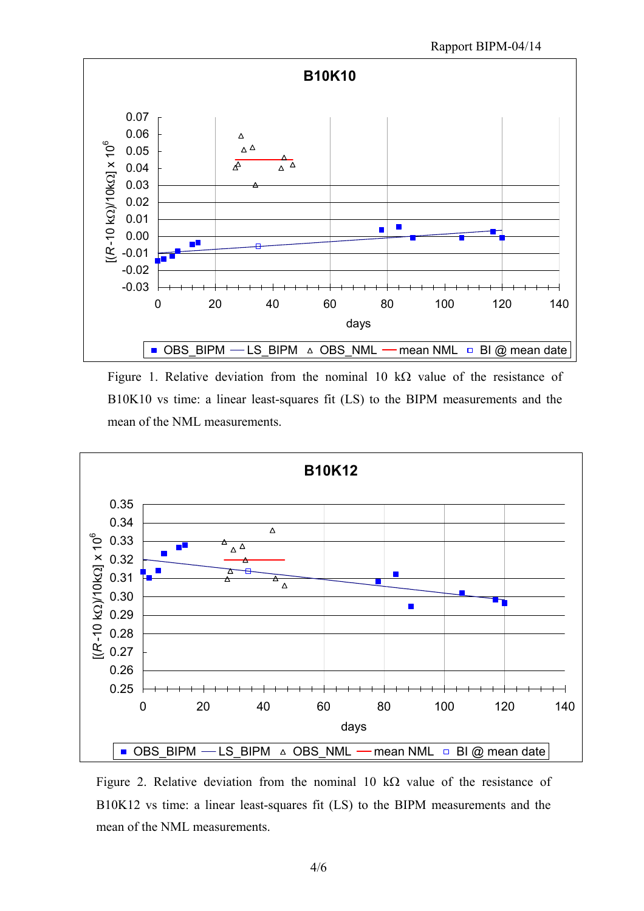Figure 1. Relative deviation from the nominal 10 kΩ value of the resistance of B10K10 vs time: a linear least-squares fit (LS) to the BIPM measurements and the mean of the NML measurements.

Figure 2. Relative deviation from the nominal 10 kΩ value of the resistance of B10K12 vs time: a linear least-squares fit (LS) to the BIPM measurements and the mean of the NML measurements.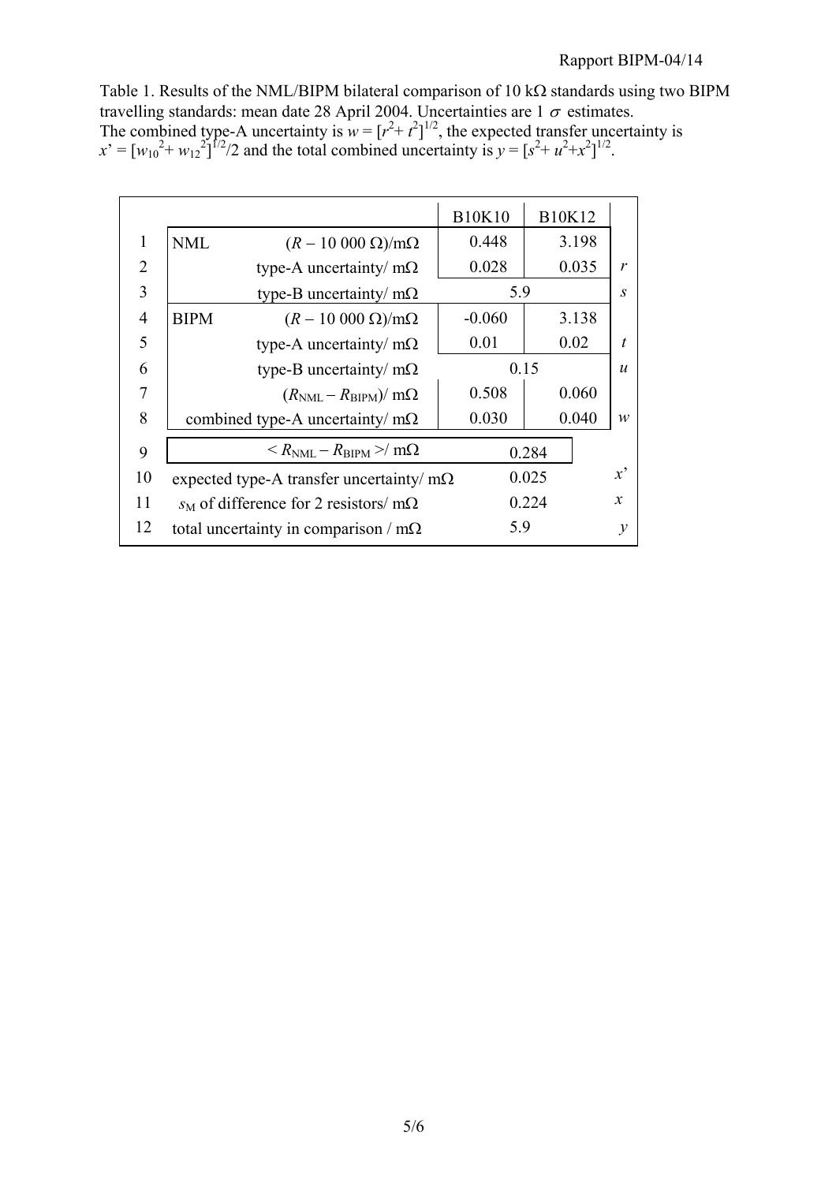Table 1. Results of the NML/BIPM bilateral comparison of 10 kΩ standards using two BIPM travelling standards: mean date 28 April 2004. Uncertainties are 1 $\sigma$ estimates.
The combined type-A uncertainty is $w = [r^2 + t^2]^{1/2}$, the expected transfer uncertainty is $x' = [w_{10}^2 + w_{12}^2]^{1/2}/2$ and the total combined uncertainty is $y = [s^2 + u^2 + x^2]^{1/2}$.

| | | | B10K10 | B10K12 | |
|---|---|---|---|---|---|
| 1 | NML | $(R - 10\,000\ \Omega)$/mΩ | 0.448 | 3.198 | |
| 2 | | type-A uncertainty/ mΩ | 0.028 | 0.035 | $r$ |
| 3 | | type-B uncertainty/ mΩ | 5.9 | | $s$ |
| 4 | BIPM | $(R - 10\,000\ \Omega)$/mΩ | -0.060 | 3.138 | |
| 5 | | type-A uncertainty/ mΩ | 0.01 | 0.02 | $t$ |
| 6 | | type-B uncertainty/ mΩ | 0.15 | | $u$ |
| 7 | | $(R_{NML} - R_{BIPM})$/ mΩ | 0.508 | 0.060 | |
| 8 | | combined type-A uncertainty/ mΩ | 0.030 | 0.040 | $w$ |
| 9 | | $< R_{NML} - R_{BIPM} >$/ mΩ | 0.284 | | |
| 10 | | expected type-A transfer uncertainty/ mΩ | 0.025 | | $x'$ |
| 11 | | $s_M$ of difference for 2 resistors/ mΩ | 0.224 | | $x$ |
| 12 | | total uncertainty in comparison / mΩ | 5.9 | | $y$ |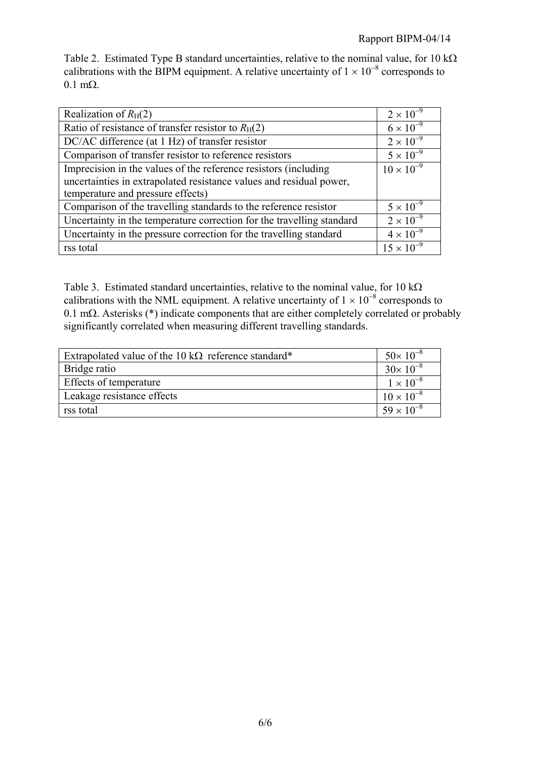Table 2. Estimated Type B standard uncertainties, relative to the nominal value, for 10 kΩ calibrations with the BIPM equipment. A relative uncertainty of $1 \times 10^{-8}$ corresponds to 0.1 mΩ.

| | |
|---|---|
| Realization of $R_H(2)$ | $2 \times 10^{-9}$ |
| Ratio of resistance of transfer resistor to $R_H(2)$ | $6 \times 10^{-9}$ |
| DC/AC difference (at 1 Hz) of transfer resistor | $2 \times 10^{-9}$ |
| Comparison of transfer resistor to reference resistors | $5 \times 10^{-9}$ |
| Imprecision in the values of the reference resistors (including uncertainties in extrapolated resistance values and residual power, temperature and pressure effects) | $10 \times 10^{-9}$ |
| Comparison of the travelling standards to the reference resistor | $5 \times 10^{-9}$ |
| Uncertainty in the temperature correction for the travelling standard | $2 \times 10^{-9}$ |
| Uncertainty in the pressure correction for the travelling standard | $4 \times 10^{-9}$ |
| rss total | $15 \times 10^{-9}$ |

Table 3. Estimated standard uncertainties, relative to the nominal value, for 10 kΩ calibrations with the NML equipment. A relative uncertainty of $1 \times 10^{-8}$ corresponds to 0.1 mΩ. Asterisks (*) indicate components that are either completely correlated or probably significantly correlated when measuring different travelling standards.

| | |
|---|---|
| Extrapolated value of the 10 kΩ reference standard* | $50 \times 10^{-8}$ |
| Bridge ratio | $30 \times 10^{-8}$ |
| Effects of temperature | $1 \times 10^{-8}$ |
| Leakage resistance effects | $10 \times 10^{-8}$ |
| rss total | $59 \times 10^{-8}$ |